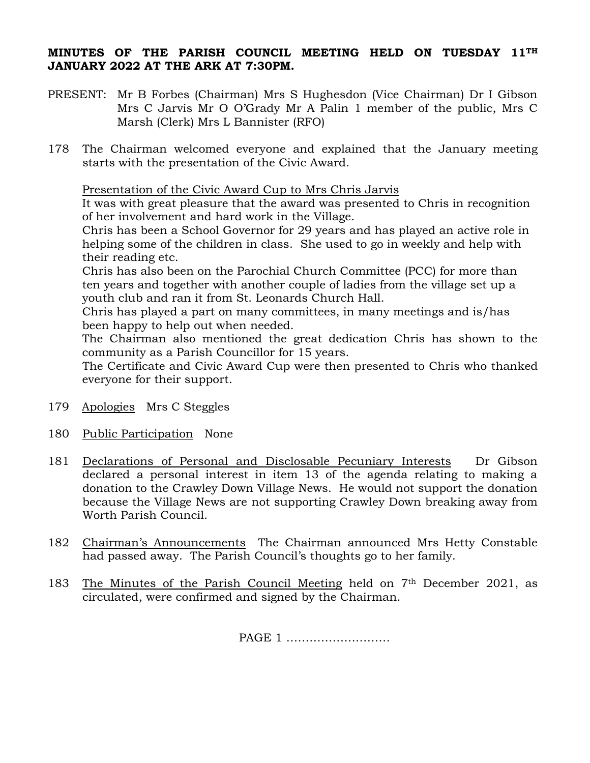**MINUTES OF THE PARISH COUNCIL MEETING HELD ON TUESDAY 11TH JANUARY 2022 AT THE ARK AT 7:30PM.**

PRESENT: Mr B Forbes (Chairman) Mrs S Hughesdon (Vice Chairman) Dr I Gibson Mrs C Jarvis Mr O O'Grady Mr A Palin 1 member of the public, Mrs C Marsh (Clerk) Mrs L Bannister (RFO)

178 The Chairman welcomed everyone and explained that the January meeting starts with the presentation of the Civic Award.

Presentation of the Civic Award Cup to Mrs Chris Jarvis

It was with great pleasure that the award was presented to Chris in recognition of her involvement and hard work in the Village.

Chris has been a School Governor for 29 years and has played an active role in helping some of the children in class. She used to go in weekly and help with their reading etc.

Chris has also been on the Parochial Church Committee (PCC) for more than ten years and together with another couple of ladies from the village set up a youth club and ran it from St. Leonards Church Hall.

Chris has played a part on many committees, in many meetings and is/has been happy to help out when needed.

The Chairman also mentioned the great dedication Chris has shown to the community as a Parish Councillor for 15 years.

The Certificate and Civic Award Cup were then presented to Chris who thanked everyone for their support.

179 Apologies Mrs C Steggles

180 Public Participation None

181 Declarations of Personal and Disclosable Pecuniary Interests Dr Gibson declared a personal interest in item 13 of the agenda relating to making a donation to the Crawley Down Village News. He would not support the donation because the Village News are not supporting Crawley Down breaking away from Worth Parish Council.

182 Chairman's Announcements The Chairman announced Mrs Hetty Constable had passed away. The Parish Council's thoughts go to her family.

183 The Minutes of the Parish Council Meeting held on 7th December 2021, as circulated, were confirmed and signed by the Chairman.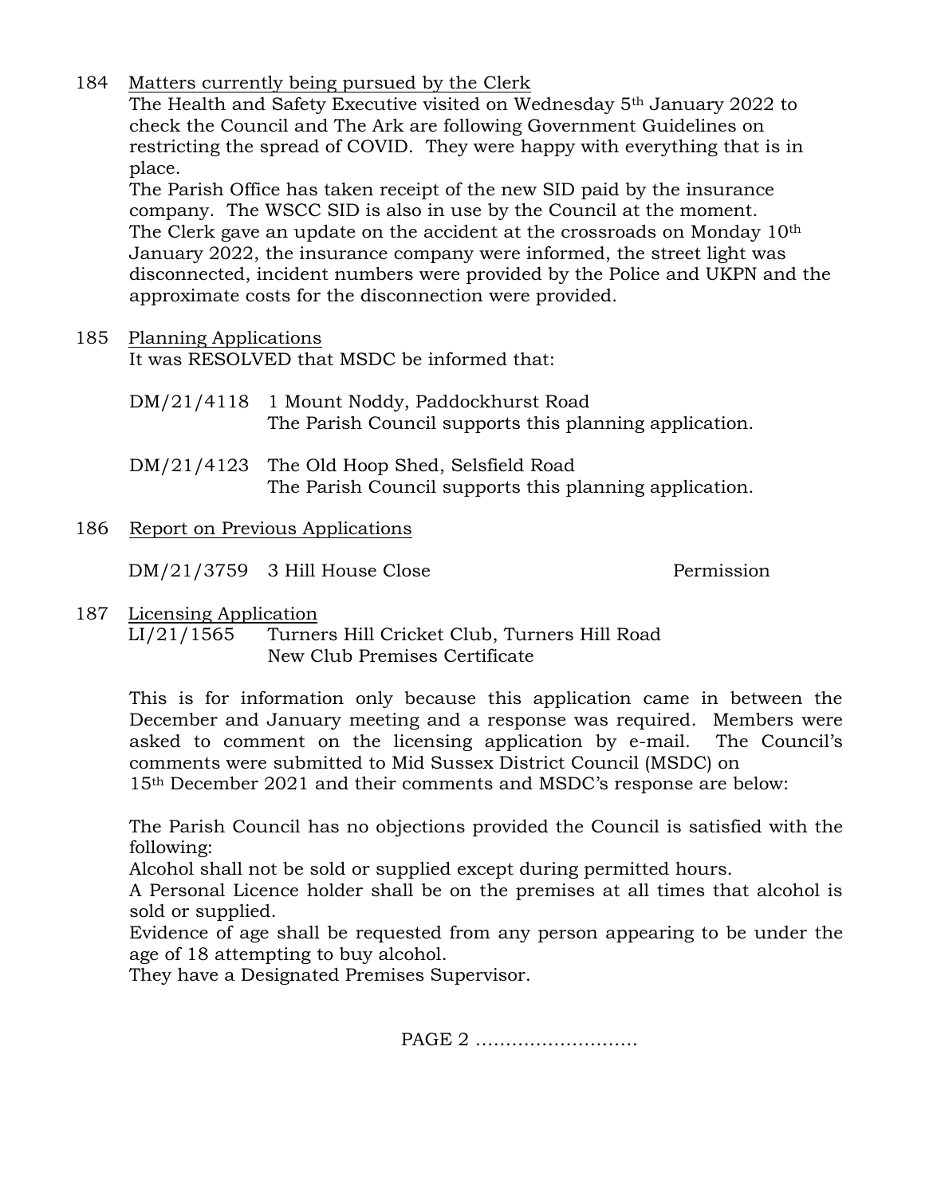184 Matters currently being pursued by the Clerk

The Health and Safety Executive visited on Wednesday 5th January 2022 to check the Council and The Ark are following Government Guidelines on restricting the spread of COVID. They were happy with everything that is in place.

The Parish Office has taken receipt of the new SID paid by the insurance company. The WSCC SID is also in use by the Council at the moment.

The Clerk gave an update on the accident at the crossroads on Monday 10th January 2022, the insurance company were informed, the street light was disconnected, incident numbers were provided by the Police and UKPN and the approximate costs for the disconnection were provided.

185 Planning Applications

It was RESOLVED that MSDC be informed that:

DM/21/4118 1 Mount Noddy, Paddockhurst Road
The Parish Council supports this planning application.

DM/21/4123 The Old Hoop Shed, Selsfield Road
The Parish Council supports this planning application.

186 Report on Previous Applications

DM/21/3759 3 Hill House Close Permission

187 Licensing Application

LI/21/1565 Turners Hill Cricket Club, Turners Hill Road
New Club Premises Certificate

This is for information only because this application came in between the December and January meeting and a response was required. Members were asked to comment on the licensing application by e-mail. The Council's comments were submitted to Mid Sussex District Council (MSDC) on 15th December 2021 and their comments and MSDC's response are below:

The Parish Council has no objections provided the Council is satisfied with the following:

Alcohol shall not be sold or supplied except during permitted hours.

A Personal Licence holder shall be on the premises at all times that alcohol is sold or supplied.

Evidence of age shall be requested from any person appearing to be under the age of 18 attempting to buy alcohol.

They have a Designated Premises Supervisor.

PAGE 2 ………………………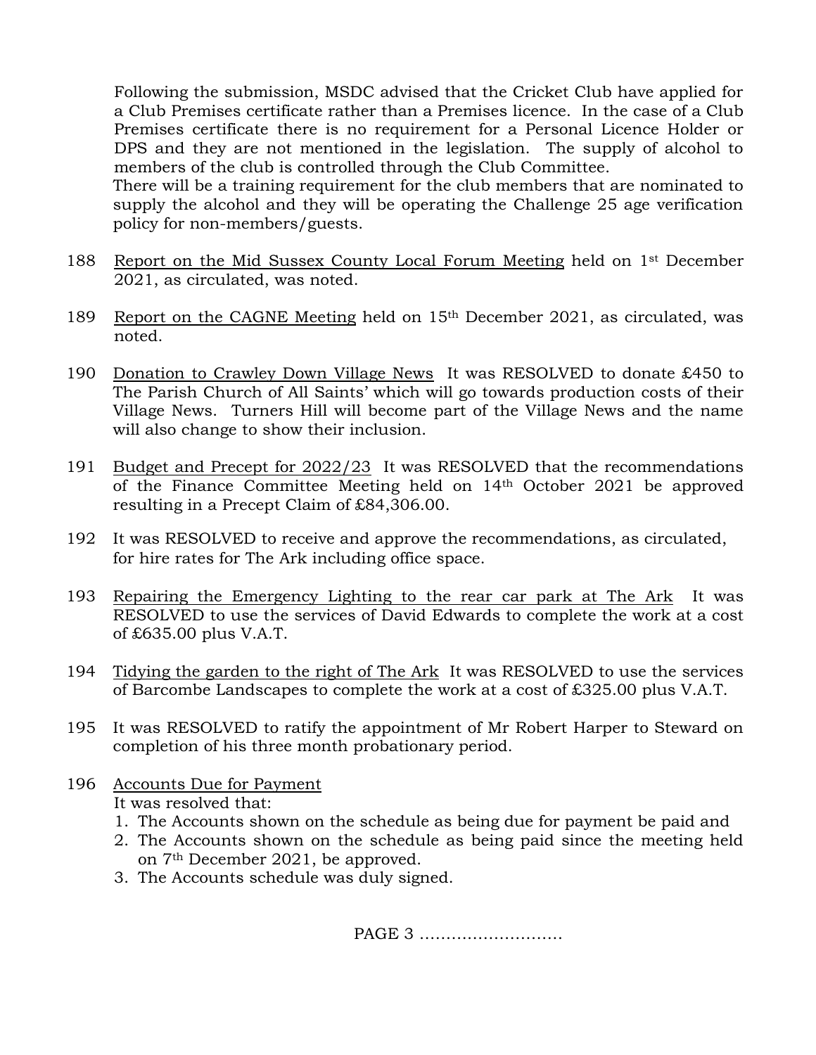Following the submission, MSDC advised that the Cricket Club have applied for a Club Premises certificate rather than a Premises licence. In the case of a Club Premises certificate there is no requirement for a Personal Licence Holder or DPS and they are not mentioned in the legislation. The supply of alcohol to members of the club is controlled through the Club Committee.
There will be a training requirement for the club members that are nominated to supply the alcohol and they will be operating the Challenge 25 age verification policy for non-members/guests.

188 Report on the Mid Sussex County Local Forum Meeting held on 1st December 2021, as circulated, was noted.

189 Report on the CAGNE Meeting held on 15th December 2021, as circulated, was noted.

190 Donation to Crawley Down Village News It was RESOLVED to donate £450 to The Parish Church of All Saints' which will go towards production costs of their Village News. Turners Hill will become part of the Village News and the name will also change to show their inclusion.

191 Budget and Precept for 2022/23 It was RESOLVED that the recommendations of the Finance Committee Meeting held on 14th October 2021 be approved resulting in a Precept Claim of £84,306.00.

192 It was RESOLVED to receive and approve the recommendations, as circulated, for hire rates for The Ark including office space.

193 Repairing the Emergency Lighting to the rear car park at The Ark It was RESOLVED to use the services of David Edwards to complete the work at a cost of £635.00 plus V.A.T.

194 Tidying the garden to the right of The Ark It was RESOLVED to use the services of Barcombe Landscapes to complete the work at a cost of £325.00 plus V.A.T.

195 It was RESOLVED to ratify the appointment of Mr Robert Harper to Steward on completion of his three month probationary period.

196 Accounts Due for Payment
It was resolved that:
1. The Accounts shown on the schedule as being due for payment be paid and
2. The Accounts shown on the schedule as being paid since the meeting held on 7th December 2021, be approved.
3. The Accounts schedule was duly signed.

PAGE 3 ………………………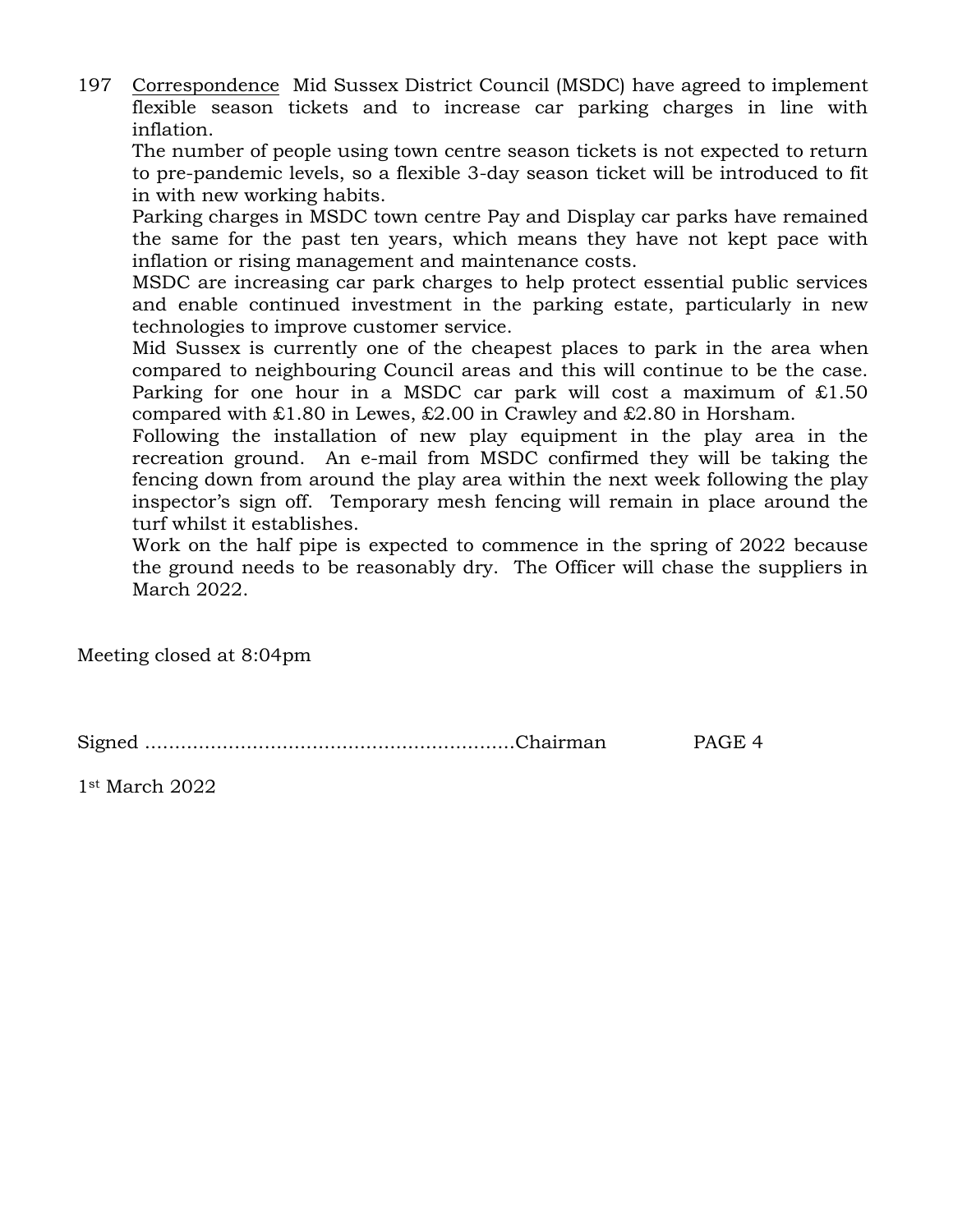197 Correspondence Mid Sussex District Council (MSDC) have agreed to implement flexible season tickets and to increase car parking charges in line with inflation.

The number of people using town centre season tickets is not expected to return to pre-pandemic levels, so a flexible 3-day season ticket will be introduced to fit in with new working habits.

Parking charges in MSDC town centre Pay and Display car parks have remained the same for the past ten years, which means they have not kept pace with inflation or rising management and maintenance costs.

MSDC are increasing car park charges to help protect essential public services and enable continued investment in the parking estate, particularly in new technologies to improve customer service.

Mid Sussex is currently one of the cheapest places to park in the area when compared to neighbouring Council areas and this will continue to be the case. Parking for one hour in a MSDC car park will cost a maximum of £1.50 compared with £1.80 in Lewes, £2.00 in Crawley and £2.80 in Horsham.

Following the installation of new play equipment in the play area in the recreation ground. An e-mail from MSDC confirmed they will be taking the fencing down from around the play area within the next week following the play inspector's sign off. Temporary mesh fencing will remain in place around the turf whilst it establishes.

Work on the half pipe is expected to commence in the spring of 2022 because the ground needs to be reasonably dry. The Officer will chase the suppliers in March 2022.

Meeting closed at 8:04pm

Signed ..............................................................Chairman

1st March 2022